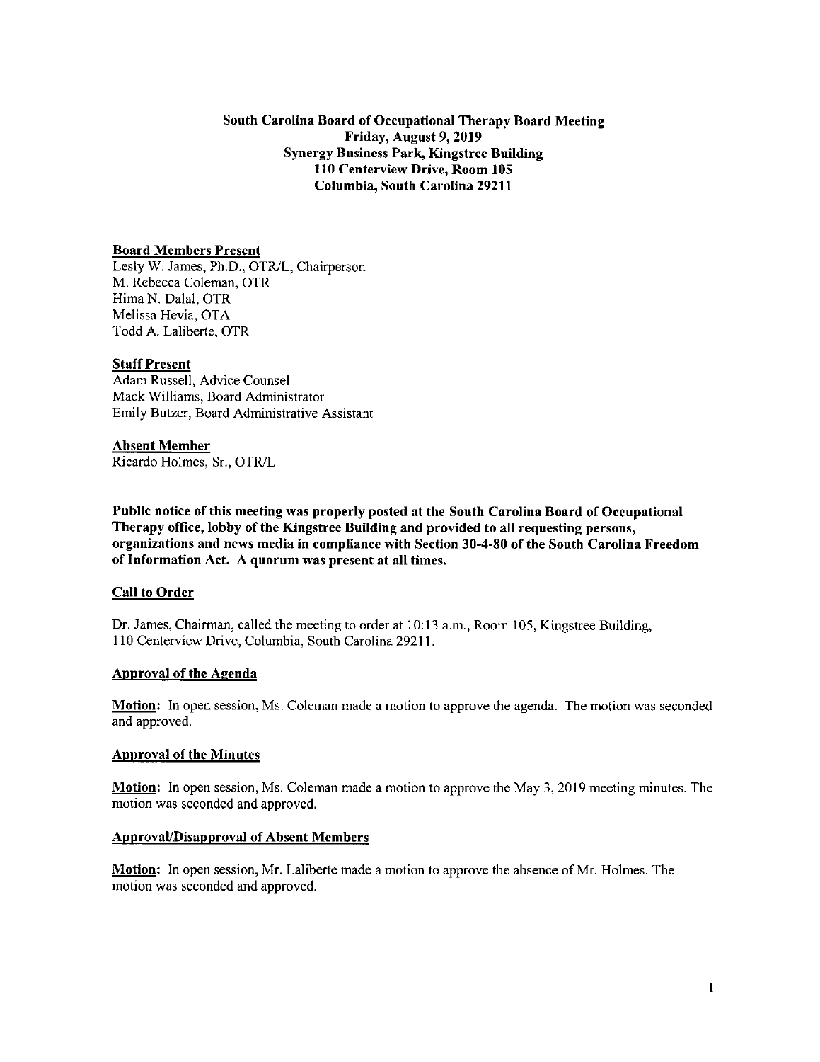**South Carolina Board of Occupational Therapy Board Meeting**
**Friday, August 9, 2019**
**Synergy Business Park, Kingstree Building**
**110 Centerview Drive, Room 105**
**Columbia, South Carolina 29211**

**Board Members Present**

Lesly W. James, Ph.D., OTR/L, Chairperson
M. Rebecca Coleman, OTR
Hima N. Dalal, OTR
Melissa Hevia, OTA
Todd A. Laliberte, OTR

**Staff Present**

Adam Russell, Advice Counsel
Mack Williams, Board Administrator
Emily Butzer, Board Administrative Assistant

**Absent Member**

Ricardo Holmes, Sr., OTR/L

**Public notice of this meeting was properly posted at the South Carolina Board of Occupational Therapy office, lobby of the Kingstree Building and provided to all requesting persons, organizations and news media in compliance with Section 30-4-80 of the South Carolina Freedom of Information Act. A quorum was present at all times.**

**Call to Order**

Dr. James, Chairman, called the meeting to order at 10:13 a.m., Room 105, Kingstree Building, 110 Centerview Drive, Columbia, South Carolina 29211.

**Approval of the Agenda**

**Motion:** In open session, Ms. Coleman made a motion to approve the agenda. The motion was seconded and approved.

**Approval of the Minutes**

**Motion:** In open session, Ms. Coleman made a motion to approve the May 3, 2019 meeting minutes. The motion was seconded and approved.

**Approval/Disapproval of Absent Members**

**Motion:** In open session, Mr. Laliberte made a motion to approve the absence of Mr. Holmes. The motion was seconded and approved.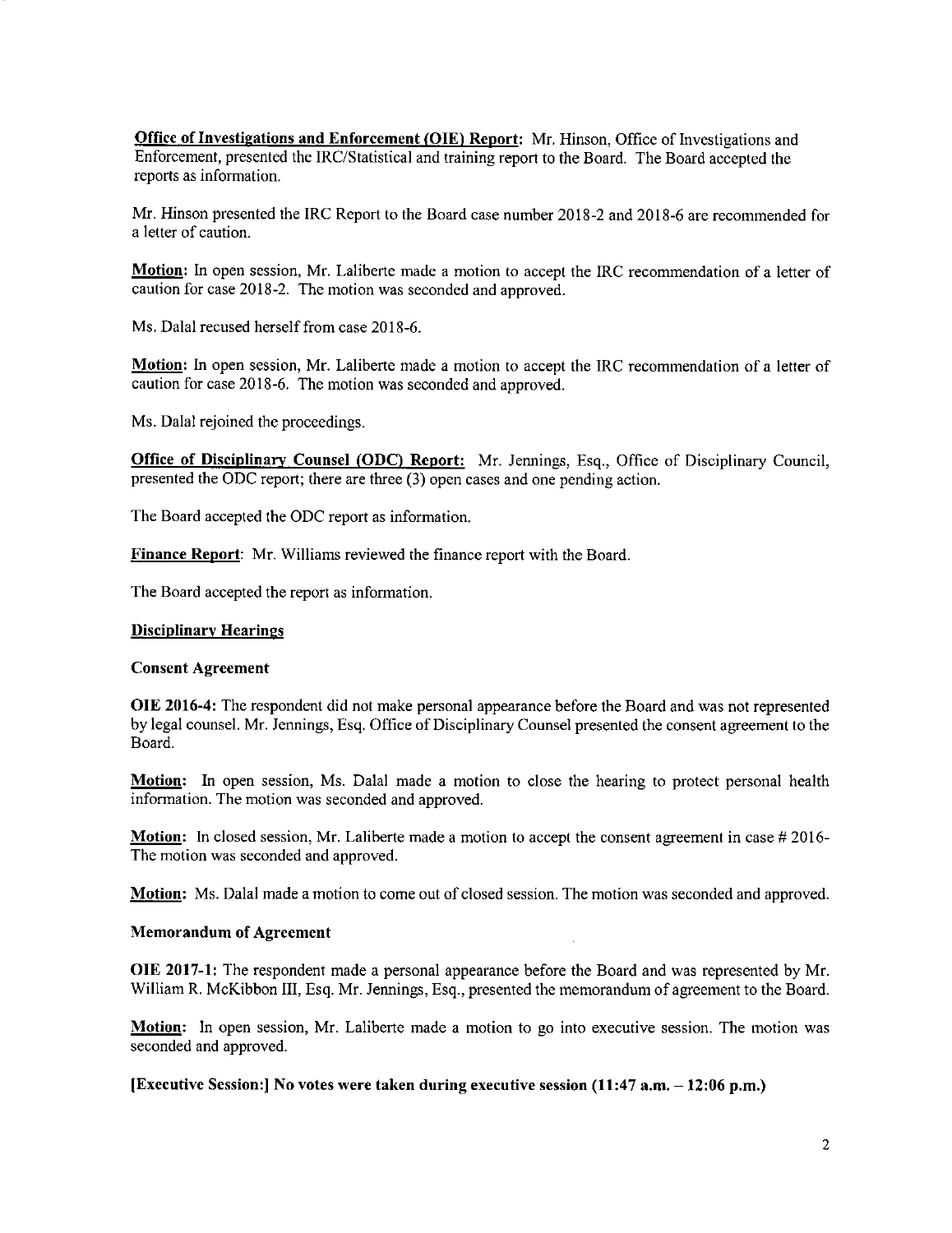**Office of Investigations and Enforcement (OIE) Report:** Mr. Hinson, Office of Investigations and Enforcement, presented the IRC/Statistical and training report to the Board. The Board accepted the reports as information.

Mr. Hinson presented the IRC Report to the Board case number 2018-2 and 2018-6 are recommended for a letter of caution.

**Motion:** In open session, Mr. Laliberte made a motion to accept the IRC recommendation of a letter of caution for case 2018-2. The motion was seconded and approved.

Ms. Dalal recused herself from case 2018-6.

**Motion:** In open session, Mr. Laliberte made a motion to accept the IRC recommendation of a letter of caution for case 2018-6. The motion was seconded and approved.

Ms. Dalal rejoined the proceedings.

**Office of Disciplinary Counsel (ODC) Report:** Mr. Jennings, Esq., Office of Disciplinary Council, presented the ODC report; there are three (3) open cases and one pending action.

The Board accepted the ODC report as information.

**Finance Report**: Mr. Williams reviewed the finance report with the Board.

The Board accepted the report as information.

**Disciplinary Hearings**

**Consent Agreement**

**OIE 2016-4:** The respondent did not make personal appearance before the Board and was not represented by legal counsel. Mr. Jennings, Esq. Office of Disciplinary Counsel presented the consent agreement to the Board.

**Motion:** In open session, Ms. Dalal made a motion to close the hearing to protect personal health information. The motion was seconded and approved.

**Motion:** In closed session, Mr. Laliberte made a motion to accept the consent agreement in case # 2016- The motion was seconded and approved.

**Motion:** Ms. Dalal made a motion to come out of closed session. The motion was seconded and approved.

**Memorandum of Agreement**

**OIE 2017-1:** The respondent made a personal appearance before the Board and was represented by Mr. William R. McKibbon III, Esq. Mr. Jennings, Esq., presented the memorandum of agreement to the Board.

**Motion:** In open session, Mr. Laliberte made a motion to go into executive session. The motion was seconded and approved.

**[Executive Session:] No votes were taken during executive session (11:47 a.m. – 12:06 p.m.)**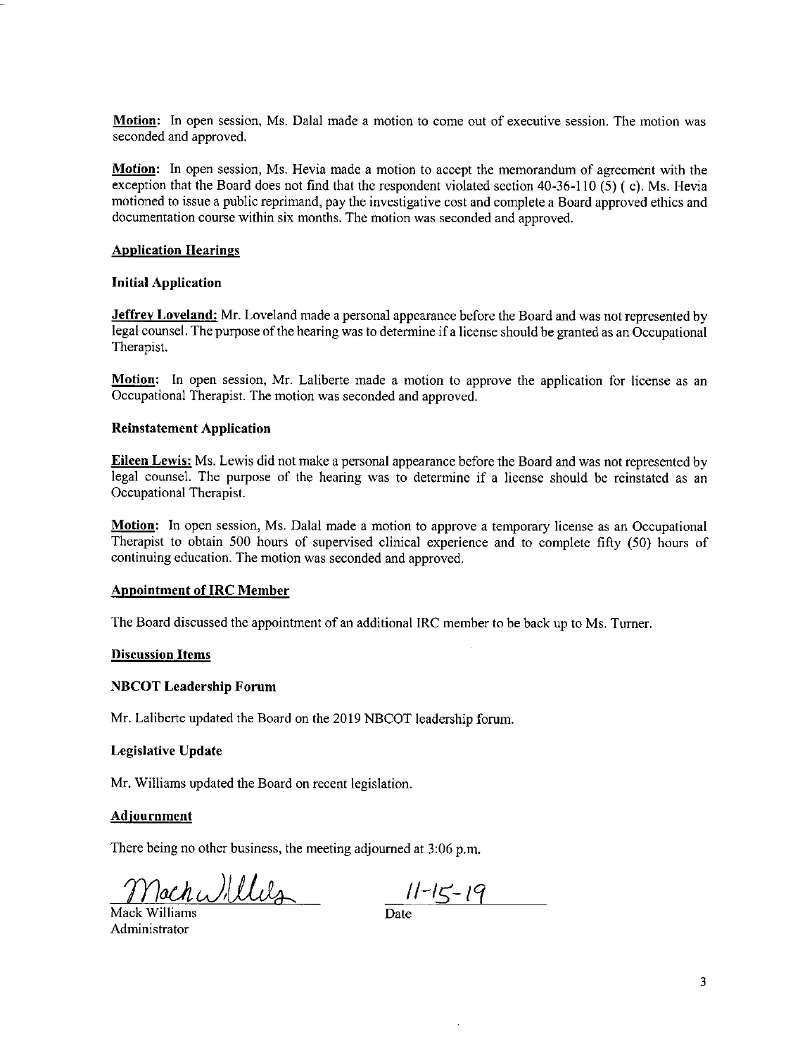**Motion:** In open session, Ms. Dalal made a motion to come out of executive session. The motion was seconded and approved.

**Motion:** In open session, Ms. Hevia made a motion to accept the memorandum of agreement with the exception that the Board does not find that the respondent violated section 40-36-110 (5) ( c). Ms. Hevia motioned to issue a public reprimand, pay the investigative cost and complete a Board approved ethics and documentation course within six months. The motion was seconded and approved.

## Application Hearings

### Initial Application

**Jeffrey Loveland:** Mr. Loveland made a personal appearance before the Board and was not represented by legal counsel. The purpose of the hearing was to determine if a license should be granted as an Occupational Therapist.

**Motion:** In open session, Mr. Laliberte made a motion to approve the application for license as an Occupational Therapist. The motion was seconded and approved.

### Reinstatement Application

**Eileen Lewis:** Ms. Lewis did not make a personal appearance before the Board and was not represented by legal counsel. The purpose of the hearing was to determine if a license should be reinstated as an Occupational Therapist.

**Motion:** In open session, Ms. Dalal made a motion to approve a temporary license as an Occupational Therapist to obtain 500 hours of supervised clinical experience and to complete fifty (50) hours of continuing education. The motion was seconded and approved.

## Appointment of IRC Member

The Board discussed the appointment of an additional IRC member to be back up to Ms. Turner.

## Discussion Items

### NBCOT Leadership Forum

Mr. Laliberte updated the Board on the 2019 NBCOT leadership forum.

### Legislative Update

Mr. Williams updated the Board on recent legislation.

## Adjournment

There being no other business, the meeting adjourned at 3:06 p.m.

Mack Williams
Mack Williams
Administrator

11-15-19
Date